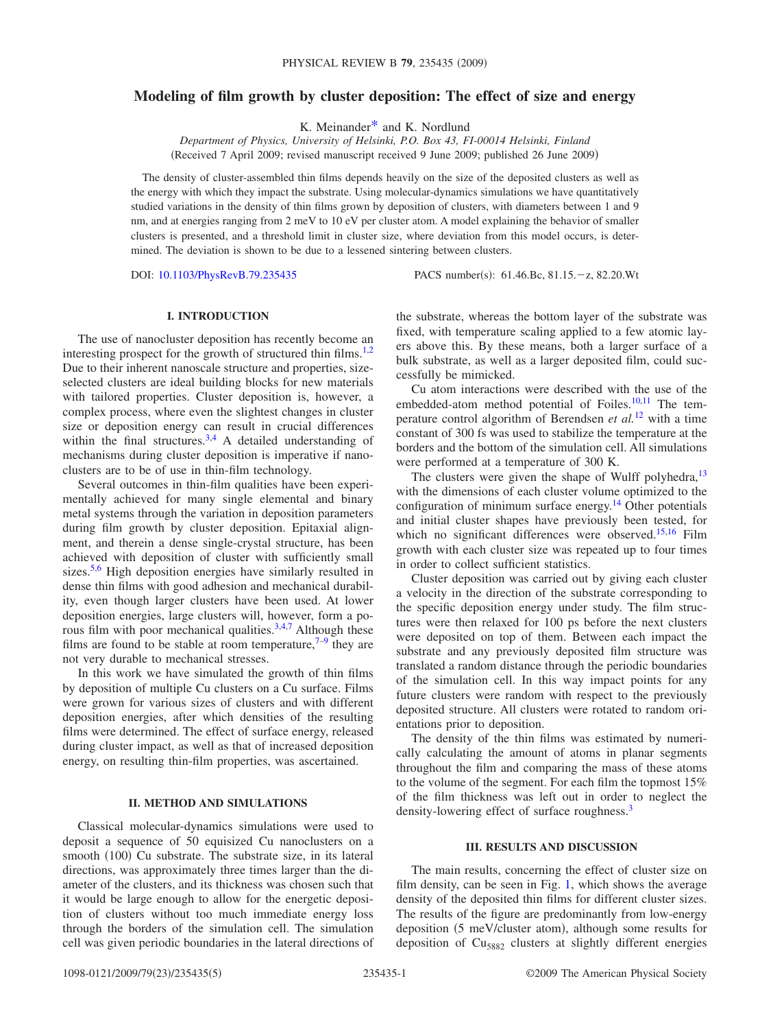# Modeling of film growth by cluster deposition: The effect of size and energy

K. Meinander* and K. Nordlund

*Department of Physics, University of Helsinki, P.O. Box 43, FI-00014 Helsinki, Finland*

(Received 7 April 2009; revised manuscript received 9 June 2009; published 26 June 2009)

The density of cluster-assembled thin films depends heavily on the size of the deposited clusters as well as the energy with which they impact the substrate. Using molecular-dynamics simulations we have quantitatively studied variations in the density of thin films grown by deposition of clusters, with diameters between 1 and 9 nm, and at energies ranging from 2 meV to 10 eV per cluster atom. A model explaining the behavior of smaller clusters is presented, and a threshold limit in cluster size, where deviation from this model occurs, is determined. The deviation is shown to be due to a lessened sintering between clusters.

DOI: 10.1103/PhysRevB.79.235435

PACS number(s): 61.46.Bc, 81.15.−z, 82.20.Wt

## I. INTRODUCTION

The use of nanocluster deposition has recently become an interesting prospect for the growth of structured thin films.[1,2] Due to their inherent nanoscale structure and properties, size-selected clusters are ideal building blocks for new materials with tailored properties. Cluster deposition is, however, a complex process, where even the slightest changes in cluster size or deposition energy can result in crucial differences within the final structures.[3,4] A detailed understanding of mechanisms during cluster deposition is imperative if nanoclusters are to be of use in thin-film technology.

Several outcomes in thin-film qualities have been experimentally achieved for many single elemental and binary metal systems through the variation in deposition parameters during film growth by cluster deposition. Epitaxial alignment, and therein a dense single-crystal structure, has been achieved with deposition of cluster with sufficiently small sizes.[5,6] High deposition energies have similarly resulted in dense thin films with good adhesion and mechanical durability, even though larger clusters have been used. At lower deposition energies, large clusters will, however, form a porous film with poor mechanical qualities.[3,4,7] Although these films are found to be stable at room temperature,[7–9] they are not very durable to mechanical stresses.

In this work we have simulated the growth of thin films by deposition of multiple Cu clusters on a Cu surface. Films were grown for various sizes of clusters and with different deposition energies, after which densities of the resulting films were determined. The effect of surface energy, released during cluster impact, as well as that of increased deposition energy, on resulting thin-film properties, was ascertained.

## II. METHOD AND SIMULATIONS

Classical molecular-dynamics simulations were used to deposit a sequence of 50 equisized Cu nanoclusters on a smooth (100) Cu substrate. The substrate size, in its lateral directions, was approximately three times larger than the diameter of the clusters, and its thickness was chosen such that it would be large enough to allow for the energetic deposition of clusters without too much immediate energy loss through the borders of the simulation cell. The simulation cell was given periodic boundaries in the lateral directions of the substrate, whereas the bottom layer of the substrate was fixed, with temperature scaling applied to a few atomic layers above this. By these means, both a larger surface of a bulk substrate, as well as a larger deposited film, could successfully be mimicked.

Cu atom interactions were described with the use of the embedded-atom method potential of Foiles.[10,11] The temperature control algorithm of Berendsen *et al.*[12] with a time constant of 300 fs was used to stabilize the temperature at the borders and the bottom of the simulation cell. All simulations were performed at a temperature of 300 K.

The clusters were given the shape of Wulff polyhedra,[13] with the dimensions of each cluster volume optimized to the configuration of minimum surface energy.[14] Other potentials and initial cluster shapes have previously been tested, for which no significant differences were observed.[15,16] Film growth with each cluster size was repeated up to four times in order to collect sufficient statistics.

Cluster deposition was carried out by giving each cluster a velocity in the direction of the substrate corresponding to the specific deposition energy under study. The film structures were then relaxed for 100 ps before the next clusters were deposited on top of them. Between each impact the substrate and any previously deposited film structure was translated a random distance through the periodic boundaries of the simulation cell. In this way impact points for any future clusters were random with respect to the previously deposited structure. All clusters were rotated to random orientations prior to deposition.

The density of the thin films was estimated by numerically calculating the amount of atoms in planar segments throughout the film and comparing the mass of these atoms to the volume of the segment. For each film the topmost 15% of the film thickness was left out in order to neglect the density-lowering effect of surface roughness.[3]

## III. RESULTS AND DISCUSSION

The main results, concerning the effect of cluster size on film density, can be seen in Fig. 1, which shows the average density of the deposited thin films for different cluster sizes. The results of the figure are predominantly from low-energy deposition (5 meV/cluster atom), although some results for deposition of $Cu_{5882}$ clusters at slightly different energies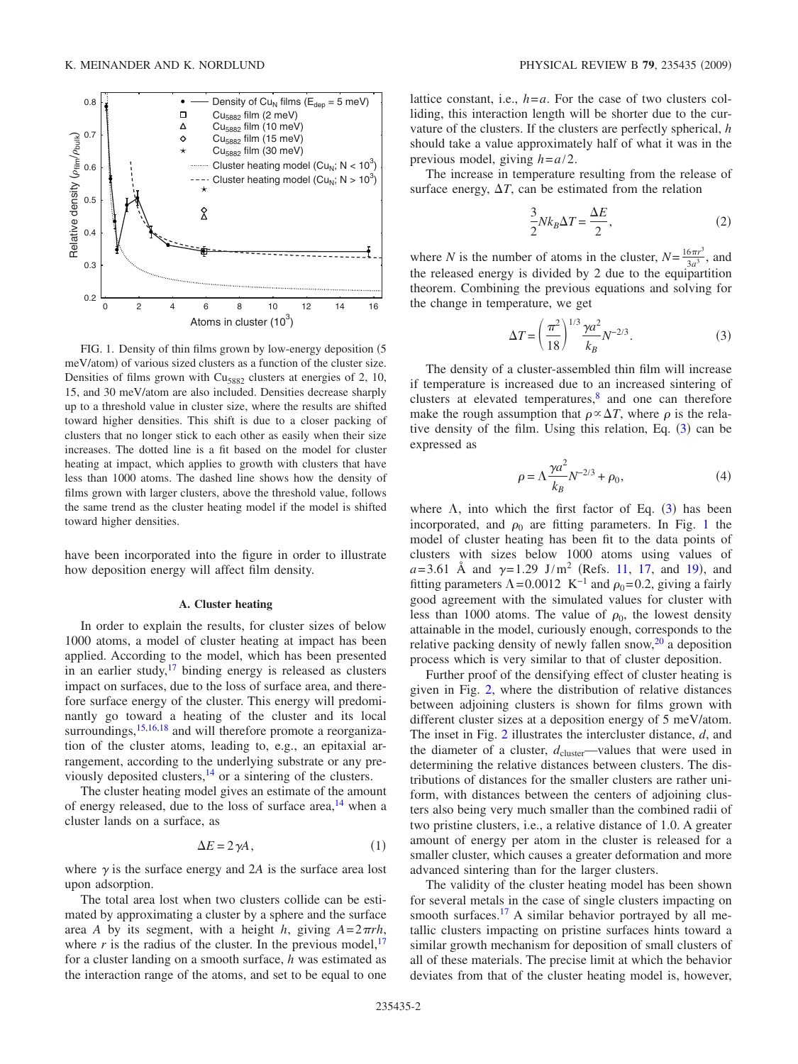FIG. 1. Density of thin films grown by low-energy deposition (5 meV/atom) of various sized clusters as a function of the cluster size. Densities of films grown with $Cu_{5882}$ clusters at energies of 2, 10, 15, and 30 meV/atom are also included. Densities decrease sharply up to a threshold value in cluster size, where the results are shifted toward higher densities. This shift is due to a closer packing of clusters that no longer stick to each other as easily when their size increases. The dotted line is a fit based on the model for cluster heating at impact, which applies to growth with clusters that have less than 1000 atoms. The dashed line shows how the density of films grown with larger clusters, above the threshold value, follows the same trend as the cluster heating model if the model is shifted toward higher densities.

have been incorporated into the figure in order to illustrate how deposition energy will affect film density.

### A. Cluster heating

In order to explain the results, for cluster sizes of below 1000 atoms, a model of cluster heating at impact has been applied. According to the model, which has been presented in an earlier study,[17] binding energy is released as clusters impact on surfaces, due to the loss of surface area, and therefore surface energy of the cluster. This energy will predominantly go toward a heating of the cluster and its local surroundings,[15,16,18] and will therefore promote a reorganization of the cluster atoms, leading to, e.g., an epitaxial arrangement, according to the underlying substrate or any previously deposited clusters,[14] or a sintering of the clusters.

The cluster heating model gives an estimate of the amount of energy released, due to the loss of surface area,[14] when a cluster lands on a surface, as

$$\Delta E = 2\gamma A, \tag{1}$$

where $\gamma$ is the surface energy and $2A$ is the surface area lost upon adsorption.

The total area lost when two clusters collide can be estimated by approximating a cluster by a sphere and the surface area $A$ by its segment, with a height $h$, giving $A=2\pi rh$, where $r$ is the radius of the cluster. In the previous model,[17] for a cluster landing on a smooth surface, $h$ was estimated as the interaction range of the atoms, and set to be equal to one lattice constant, i.e., $h=a$. For the case of two clusters colliding, this interaction length will be shorter due to the curvature of the clusters. If the clusters are perfectly spherical, $h$ should take a value approximately half of what it was in the previous model, giving $h=a/2$.

The increase in temperature resulting from the release of surface energy, $\Delta T$, can be estimated from the relation

$$\frac{3}{2}Nk_B\Delta T = \frac{\Delta E}{2}, \tag{2}$$

where $N$ is the number of atoms in the cluster, $N=\frac{16\pi r^3}{3a^3}$, and the released energy is divided by 2 due to the equipartition theorem. Combining the previous equations and solving for the change in temperature, we get

$$\Delta T = \left(\frac{\pi^2}{18}\right)^{1/3}\frac{\gamma a^2}{k_B}N^{-2/3}. \tag{3}$$

The density of a cluster-assembled thin film will increase if temperature is increased due to an increased sintering of clusters at elevated temperatures,[8] and one can therefore make the rough assumption that $\rho \propto \Delta T$, where $\rho$ is the relative density of the film. Using this relation, Eq. (3) can be expressed as

$$\rho = \Lambda\frac{\gamma a^2}{k_B}N^{-2/3} + \rho_0, \tag{4}$$

where $\Lambda$, into which the first factor of Eq. (3) has been incorporated, and $\rho_0$ are fitting parameters. In Fig. 1 the model of cluster heating has been fit to the data points of clusters with sizes below 1000 atoms using values of $a=3.61$ Å and $\gamma=1.29$ J/m$^2$ (Refs. 11, 17, and 19), and fitting parameters $\Lambda=0.0012$ K$^{-1}$ and $\rho_0=0.2$, giving a fairly good agreement with the simulated values for cluster with less than 1000 atoms. The value of $\rho_0$, the lowest density attainable in the model, curiously enough, corresponds to the relative packing density of newly fallen snow,[20] a deposition process which is very similar to that of cluster deposition.

Further proof of the densifying effect of cluster heating is given in Fig. 2, where the distribution of relative distances between adjoining clusters is shown for films grown with different cluster sizes at a deposition energy of 5 meV/atom. The inset in Fig. 2 illustrates the intercluster distance, $d$, and the diameter of a cluster, $d_{cluster}$—values that were used in determining the relative distances between clusters. The distributions of distances for the smaller clusters are rather uniform, with distances between the centers of adjoining clusters also being very much smaller than the combined radii of two pristine clusters, i.e., a relative distance of 1.0. A greater amount of energy per atom in the cluster is released for a smaller cluster, which causes a greater deformation and more advanced sintering than for the larger clusters.

The validity of the cluster heating model has been shown for several metals in the case of single clusters impacting on smooth surfaces.[17] A similar behavior portrayed by all metallic clusters impacting on pristine surfaces hints toward a similar growth mechanism for deposition of small clusters of all of these materials. The precise limit at which the behavior deviates from that of the cluster heating model is, however,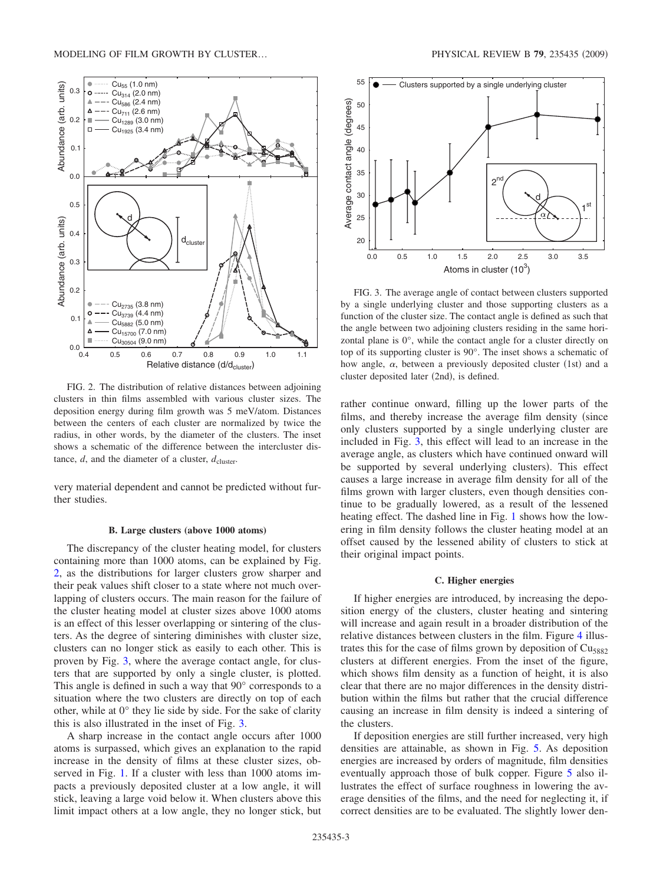Abundance (arb. units)

$Cu_{55}$ (1.0 nm)
$Cu_{314}$ (2.0 nm)
$Cu_{586}$ (2.4 nm)
$Cu_{711}$ (2.6 nm)
$Cu_{1289}$ (3.0 nm)
$Cu_{1925}$ (3.4 nm)

d
$d_{cluster}$

$Cu_{2735}$ (3.8 nm)
$Cu_{3739}$ (4.4 nm)
$Cu_{5882}$ (5.0 nm)
$Cu_{15700}$ (7.0 nm)
$Cu_{30504}$ (9.0 nm)

Relative distance ($d/d_{cluster}$)

FIG. 2. The distribution of relative distances between adjoining clusters in thin films assembled with various cluster sizes. The deposition energy during film growth was 5 meV/atom. Distances between the centers of each cluster are normalized by twice the radius, in other words, by the diameter of the clusters. The inset shows a schematic of the difference between the intercluster distance, $d$, and the diameter of a cluster, $d_{cluster}$.

very material dependent and cannot be predicted without further studies.

### B. Large clusters (above 1000 atoms)

The discrepancy of the cluster heating model, for clusters containing more than 1000 atoms, can be explained by Fig. 2, as the distributions for larger clusters grow sharper and their peak values shift closer to a state where not much overlapping of clusters occurs. The main reason for the failure of the cluster heating model at cluster sizes above 1000 atoms is an effect of this lesser overlapping or sintering of the clusters. As the degree of sintering diminishes with cluster size, clusters can no longer stick as easily to each other. This is proven by Fig. 3, where the average contact angle, for clusters that are supported by only a single cluster, is plotted. This angle is defined in such a way that 90° corresponds to a situation where the two clusters are directly on top of each other, while at 0° they lie side by side. For the sake of clarity this is also illustrated in the inset of Fig. 3.

A sharp increase in the contact angle occurs after 1000 atoms is surpassed, which gives an explanation to the rapid increase in the density of films at these cluster sizes, observed in Fig. 1. If a cluster with less than 1000 atoms impacts a previously deposited cluster at a low angle, it will stick, leaving a large void below it. When clusters above this limit impact others at a low angle, they no longer stick, but

Clusters supported by a single underlying cluster

Average contact angle (degrees)

Atoms in cluster ($10^3$)

2nd
1st
d
α

FIG. 3. The average angle of contact between clusters supported by a single underlying cluster and those supporting clusters as a function of the cluster size. The contact angle is defined as such that the angle between two adjoining clusters residing in the same horizontal plane is 0°, while the contact angle for a cluster directly on top of its supporting cluster is 90°. The inset shows a schematic of how angle, $\alpha$, between a previously deposited cluster (1st) and a cluster deposited later (2nd), is defined.

rather continue onward, filling up the lower parts of the films, and thereby increase the average film density (since only clusters supported by a single underlying cluster are included in Fig. 3, this effect will lead to an increase in the average angle, as clusters which have continued onward will be supported by several underlying clusters). This effect causes a large increase in average film density for all of the films grown with larger clusters, even though densities continue to be gradually lowered, as a result of the lessened heating effect. The dashed line in Fig. 1 shows how the lowering in film density follows the cluster heating model at an offset caused by the lessened ability of clusters to stick at their original impact points.

### C. Higher energies

If higher energies are introduced, by increasing the deposition energy of the clusters, cluster heating and sintering will increase and again result in a broader distribution of the relative distances between clusters in the film. Figure 4 illustrates this for the case of films grown by deposition of $Cu_{5882}$ clusters at different energies. From the inset of the figure, which shows film density as a function of height, it is also clear that there are no major differences in the density distribution within the films but rather that the crucial difference causing an increase in film density is indeed a sintering of the clusters.

If deposition energies are still further increased, very high densities are attainable, as shown in Fig. 5. As deposition energies are increased by orders of magnitude, film densities eventually approach those of bulk copper. Figure 5 also illustrates the effect of surface roughness in lowering the average densities of the films, and the need for neglecting it, if correct densities are to be evaluated. The slightly lower den-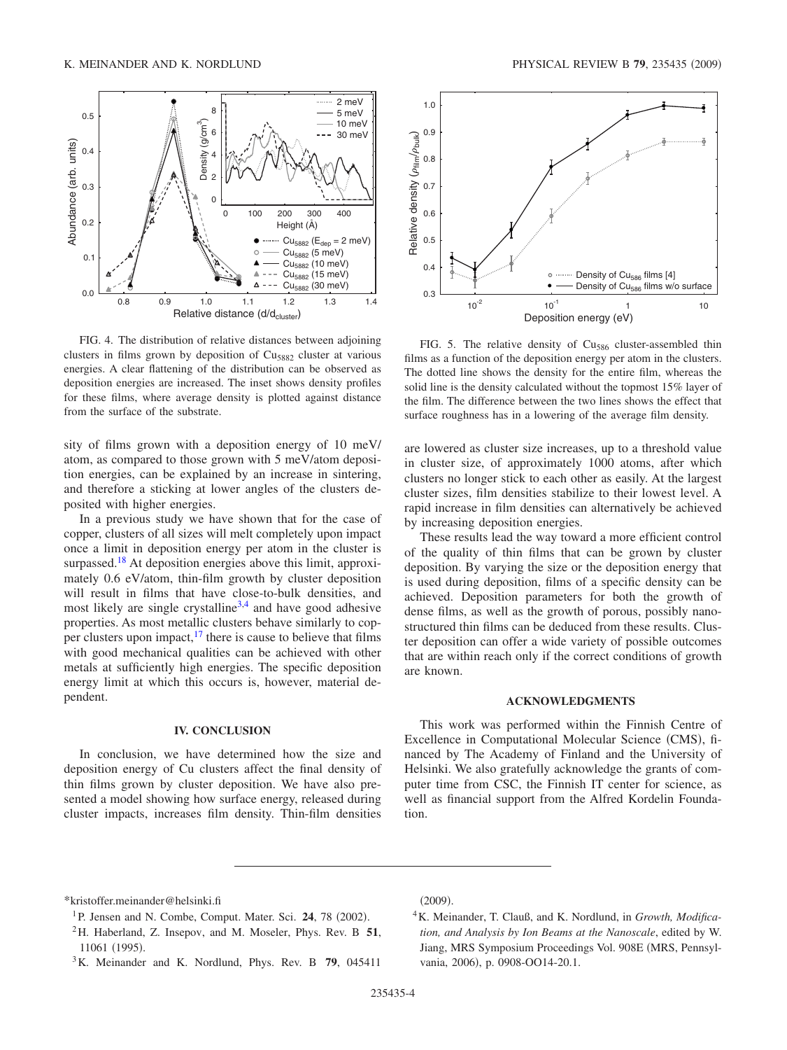0.5
0.4
0.3
0.2
0.1
0.0
Abundance (arb. units)
0.8 0.9 1.0 1.1 1.2 1.3 1.4
Relative distance ($d/d_{cluster}$)

Density (g/cm$^3$)
8
6
4
2
0
0 100 200 300 400
Height (Å)
2 meV
5 meV
10 meV
30 meV

$Cu_{5882}$ ($E_{dep}$ = 2 meV)
$Cu_{5882}$ (5 meV)
$Cu_{5882}$ (10 meV)
$Cu_{5882}$ (15 meV)
$Cu_{5882}$ (30 meV)

FIG. 4. The distribution of relative distances between adjoining clusters in films grown by deposition of $Cu_{5882}$ cluster at various energies. A clear flattening of the distribution can be observed as deposition energies are increased. The inset shows density profiles for these films, where average density is plotted against distance from the surface of the substrate.

1.0
0.9
0.8
0.7
0.6
0.5
0.4
0.3
Relative density ($\rho_{film}/\rho_{bulk}$)
$10^{-2}$ $10^{-1}$ 1 10
Deposition energy (eV)
Density of $Cu_{586}$ films [4]
Density of $Cu_{586}$ films w/o surface

FIG. 5. The relative density of $Cu_{586}$ cluster-assembled thin films as a function of the deposition energy per atom in the clusters. The dotted line shows the density for the entire film, whereas the solid line is the density calculated without the topmost 15% layer of the film. The difference between the two lines shows the effect that surface roughness has in a lowering of the average film density.

sity of films grown with a deposition energy of 10 meV/atom, as compared to those grown with 5 meV/atom deposition energies, can be explained by an increase in sintering, and therefore a sticking at lower angles of the clusters deposited with higher energies.

In a previous study we have shown that for the case of copper, clusters of all sizes will melt completely upon impact once a limit in deposition energy per atom in the cluster is surpassed.[18] At deposition energies above this limit, approximately 0.6 eV/atom, thin-film growth by cluster deposition will result in films that have close-to-bulk densities, and most likely are single crystalline[3,4] and have good adhesive properties. As most metallic clusters behave similarly to copper clusters upon impact,[17] there is cause to believe that films with good mechanical qualities can be achieved with other metals at sufficiently high energies. The specific deposition energy limit at which this occurs is, however, material dependent.

## IV. CONCLUSION

In conclusion, we have determined how the size and deposition energy of Cu clusters affect the final density of thin films grown by cluster deposition. We have also presented a model showing how surface energy, released during cluster impacts, increases film density. Thin-film densities are lowered as cluster size increases, up to a threshold value in cluster size, of approximately 1000 atoms, after which clusters no longer stick to each other as easily. At the largest cluster sizes, film densities stabilize to their lowest level. A rapid increase in film densities can alternatively be achieved by increasing deposition energies.

These results lead the way toward a more efficient control of the quality of thin films that can be grown by cluster deposition. By varying the size or the deposition energy that is used during deposition, films of a specific density can be achieved. Deposition parameters for both the growth of dense films, as well as the growth of porous, possibly nanostructured thin films can be deduced from these results. Cluster deposition can offer a wide variety of possible outcomes that are within reach only if the correct conditions of growth are known.

## ACKNOWLEDGMENTS

This work was performed within the Finnish Centre of Excellence in Computational Molecular Science (CMS), financed by The Academy of Finland and the University of Helsinki. We also gratefully acknowledge the grants of computer time from CSC, the Finnish IT center for science, as well as financial support from the Alfred Kordelin Foundation.

---

*kristoffer.meinander@helsinki.fi

[1] P. Jensen and N. Combe, Comput. Mater. Sci. **24**, 78 (2002).

[2] H. Haberland, Z. Insepov, and M. Moseler, Phys. Rev. B **51**, 11061 (1995).

[3] K. Meinander and K. Nordlund, Phys. Rev. B **79**, 045411 (2009).

[4] K. Meinander, T. Clauß, and K. Nordlund, in *Growth, Modification, and Analysis by Ion Beams at the Nanoscale*, edited by W. Jiang, MRS Symposium Proceedings Vol. 908E (MRS, Pennsylvania, 2006), p. 0908-OO14-20.1.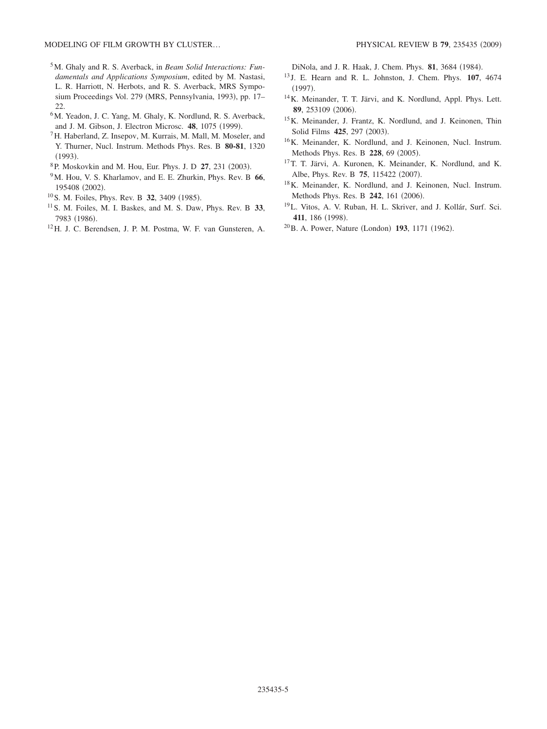[5] M. Ghaly and R. S. Averback, in *Beam Solid Interactions: Fundamentals and Applications Symposium*, edited by M. Nastasi, L. R. Harriott, N. Herbots, and R. S. Averback, MRS Symposium Proceedings Vol. 279 (MRS, Pennsylvania, 1993), pp. 17–22.

[6] M. Yeadon, J. C. Yang, M. Ghaly, K. Nordlund, R. S. Averback, and J. M. Gibson, J. Electron Microsc. **48**, 1075 (1999).

[7] H. Haberland, Z. Insepov, M. Kurrais, M. Mall, M. Moseler, and Y. Thurner, Nucl. Instrum. Methods Phys. Res. B **80-81**, 1320 (1993).

[8] P. Moskovkin and M. Hou, Eur. Phys. J. D **27**, 231 (2003).

[9] M. Hou, V. S. Kharlamov, and E. E. Zhurkin, Phys. Rev. B **66**, 195408 (2002).

[10] S. M. Foiles, Phys. Rev. B **32**, 3409 (1985).

[11] S. M. Foiles, M. I. Baskes, and M. S. Daw, Phys. Rev. B **33**, 7983 (1986).

[12] H. J. C. Berendsen, J. P. M. Postma, W. F. van Gunsteren, A. DiNola, and J. R. Haak, J. Chem. Phys. **81**, 3684 (1984).

[13] J. E. Hearn and R. L. Johnston, J. Chem. Phys. **107**, 4674 (1997).

[14] K. Meinander, T. T. Järvi, and K. Nordlund, Appl. Phys. Lett. **89**, 253109 (2006).

[15] K. Meinander, J. Frantz, K. Nordlund, and J. Keinonen, Thin Solid Films **425**, 297 (2003).

[16] K. Meinander, K. Nordlund, and J. Keinonen, Nucl. Instrum. Methods Phys. Res. B **228**, 69 (2005).

[17] T. T. Järvi, A. Kuronen, K. Meinander, K. Nordlund, and K. Albe, Phys. Rev. B **75**, 115422 (2007).

[18] K. Meinander, K. Nordlund, and J. Keinonen, Nucl. Instrum. Methods Phys. Res. B **242**, 161 (2006).

[19] L. Vitos, A. V. Ruban, H. L. Skriver, and J. Kollár, Surf. Sci. **411**, 186 (1998).

[20] B. A. Power, Nature (London) **193**, 1171 (1962).